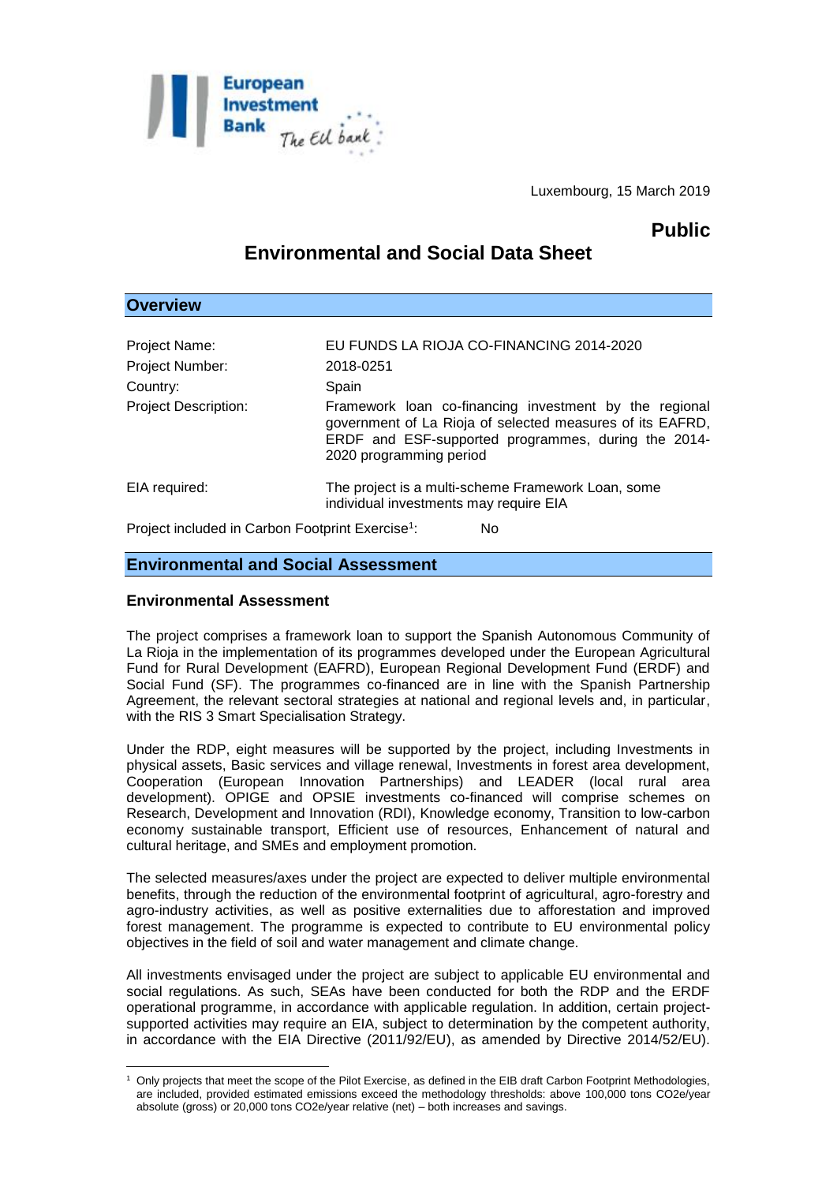Luxembourg, 15 March 2019

**Public**

# Environmental and Social Data Sheet

## Overview

| | |
|---|---|
| Project Name: | EU FUNDS LA RIOJA CO-FINANCING 2014-2020 |
| Project Number: | 2018-0251 |
| Country: | Spain |
| Project Description: | Framework loan co-financing investment by the regional government of La Rioja of selected measures of its EAFRD, ERDF and ESF-supported programmes, during the 2014-2020 programming period |
| EIA required: | The project is a multi-scheme Framework Loan, some individual investments may require EIA |

Project included in Carbon Footprint Exercise[1]: No

## Environmental and Social Assessment

### Environmental Assessment

The project comprises a framework loan to support the Spanish Autonomous Community of La Rioja in the implementation of its programmes developed under the European Agricultural Fund for Rural Development (EAFRD), European Regional Development Fund (ERDF) and Social Fund (SF). The programmes co-financed are in line with the Spanish Partnership Agreement, the relevant sectoral strategies at national and regional levels and, in particular, with the RIS 3 Smart Specialisation Strategy.

Under the RDP, eight measures will be supported by the project, including Investments in physical assets, Basic services and village renewal, Investments in forest area development, Cooperation (European Innovation Partnerships) and LEADER (local rural area development). OPIGE and OPSIE investments co-financed will comprise schemes on Research, Development and Innovation (RDI), Knowledge economy, Transition to low-carbon economy sustainable transport, Efficient use of resources, Enhancement of natural and cultural heritage, and SMEs and employment promotion.

The selected measures/axes under the project are expected to deliver multiple environmental benefits, through the reduction of the environmental footprint of agricultural, agro-forestry and agro-industry activities, as well as positive externalities due to afforestation and improved forest management. The programme is expected to contribute to EU environmental policy objectives in the field of soil and water management and climate change.

All investments envisaged under the project are subject to applicable EU environmental and social regulations. As such, SEAs have been conducted for both the RDP and the ERDF operational programme, in accordance with applicable regulation. In addition, certain project-supported activities may require an EIA, subject to determination by the competent authority, in accordance with the EIA Directive (2011/92/EU), as amended by Directive 2014/52/EU).

[1] Only projects that meet the scope of the Pilot Exercise, as defined in the EIB draft Carbon Footprint Methodologies, are included, provided estimated emissions exceed the methodology thresholds: above 100,000 tons CO2e/year absolute (gross) or 20,000 tons CO2e/year relative (net) – both increases and savings.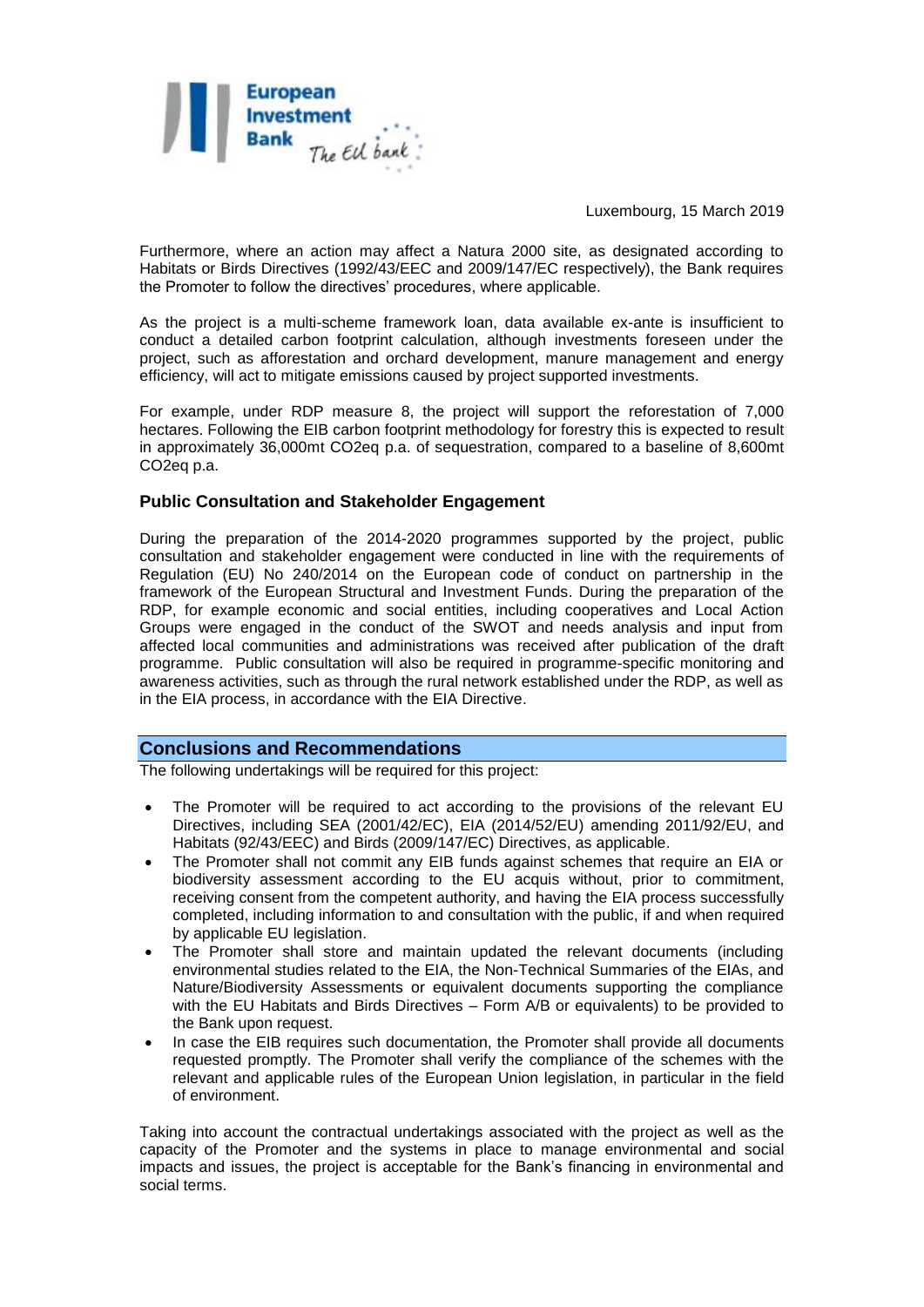Luxembourg, 15 March 2019

Furthermore, where an action may affect a Natura 2000 site, as designated according to Habitats or Birds Directives (1992/43/EEC and 2009/147/EC respectively), the Bank requires the Promoter to follow the directives' procedures, where applicable.

As the project is a multi-scheme framework loan, data available ex-ante is insufficient to conduct a detailed carbon footprint calculation, although investments foreseen under the project, such as afforestation and orchard development, manure management and energy efficiency, will act to mitigate emissions caused by project supported investments.

For example, under RDP measure 8, the project will support the reforestation of 7,000 hectares. Following the EIB carbon footprint methodology for forestry this is expected to result in approximately 36,000mt $CO_2$eq p.a. of sequestration, compared to a baseline of 8,600mt $CO_2$eq p.a.

### Public Consultation and Stakeholder Engagement

During the preparation of the 2014-2020 programmes supported by the project, public consultation and stakeholder engagement were conducted in line with the requirements of Regulation (EU) No 240/2014 on the European code of conduct on partnership in the framework of the European Structural and Investment Funds. During the preparation of the RDP, for example economic and social entities, including cooperatives and Local Action Groups were engaged in the conduct of the SWOT and needs analysis and input from affected local communities and administrations was received after publication of the draft programme. Public consultation will also be required in programme-specific monitoring and awareness activities, such as through the rural network established under the RDP, as well as in the EIA process, in accordance with the EIA Directive.

## Conclusions and Recommendations

The following undertakings will be required for this project:

- The Promoter will be required to act according to the provisions of the relevant EU Directives, including SEA (2001/42/EC), EIA (2014/52/EU) amending 2011/92/EU, and Habitats (92/43/EEC) and Birds (2009/147/EC) Directives, as applicable.
- The Promoter shall not commit any EIB funds against schemes that require an EIA or biodiversity assessment according to the EU acquis without, prior to commitment, receiving consent from the competent authority, and having the EIA process successfully completed, including information to and consultation with the public, if and when required by applicable EU legislation.
- The Promoter shall store and maintain updated the relevant documents (including environmental studies related to the EIA, the Non-Technical Summaries of the EIAs, and Nature/Biodiversity Assessments or equivalent documents supporting the compliance with the EU Habitats and Birds Directives – Form A/B or equivalents) to be provided to the Bank upon request.
- In case the EIB requires such documentation, the Promoter shall provide all documents requested promptly. The Promoter shall verify the compliance of the schemes with the relevant and applicable rules of the European Union legislation, in particular in the field of environment.

Taking into account the contractual undertakings associated with the project as well as the capacity of the Promoter and the systems in place to manage environmental and social impacts and issues, the project is acceptable for the Bank's financing in environmental and social terms.